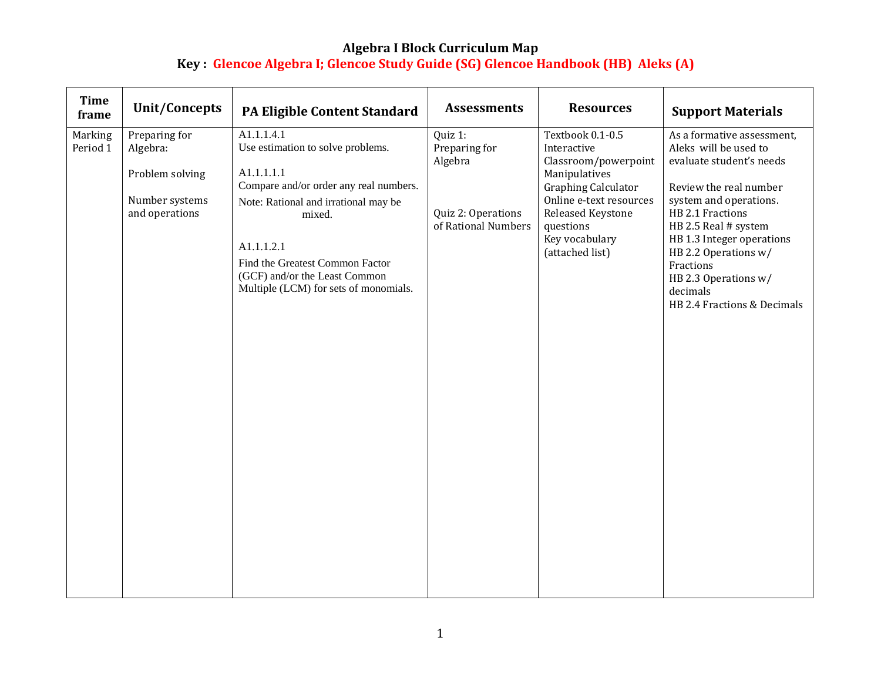# Algebra I Block Curriculum Map

## Key : Glencoe Algebra I; Glencoe Study Guide (SG) Glencoe Handbook (HB) Aleks (A)

| Time frame | Unit/Concepts | PA Eligible Content Standard | Assessments | Resources | Support Materials |
|---|---|---|---|---|---|
| Marking Period 1 | Preparing for Algebra:<br><br>Problem solving<br><br>Number systems and operations | A1.1.1.4.1<br>Use estimation to solve problems.<br><br>A1.1.1.1.1<br>Compare and/or order any real numbers.<br>Note: Rational and irrational may be mixed.<br><br>A1.1.1.2.1<br>Find the Greatest Common Factor (GCF) and/or the Least Common Multiple (LCM) for sets of monomials. | Quiz 1: Preparing for Algebra<br><br>Quiz 2: Operations of Rational Numbers | Textbook 0.1-0.5<br>Interactive Classroom/powerpoint<br>Manipulatives<br>Graphing Calculator<br>Online e-text resources<br>Released Keystone questions<br>Key vocabulary (attached list) | As a formative assessment, Aleks will be used to evaluate student's needs<br><br>Review the real number system and operations.<br>HB 2.1 Fractions<br>HB 2.5 Real # system<br>HB 1.3 Integer operations<br>HB 2.2 Operations w/ Fractions<br>HB 2.3 Operations w/ decimals<br>HB 2.4 Fractions & Decimals |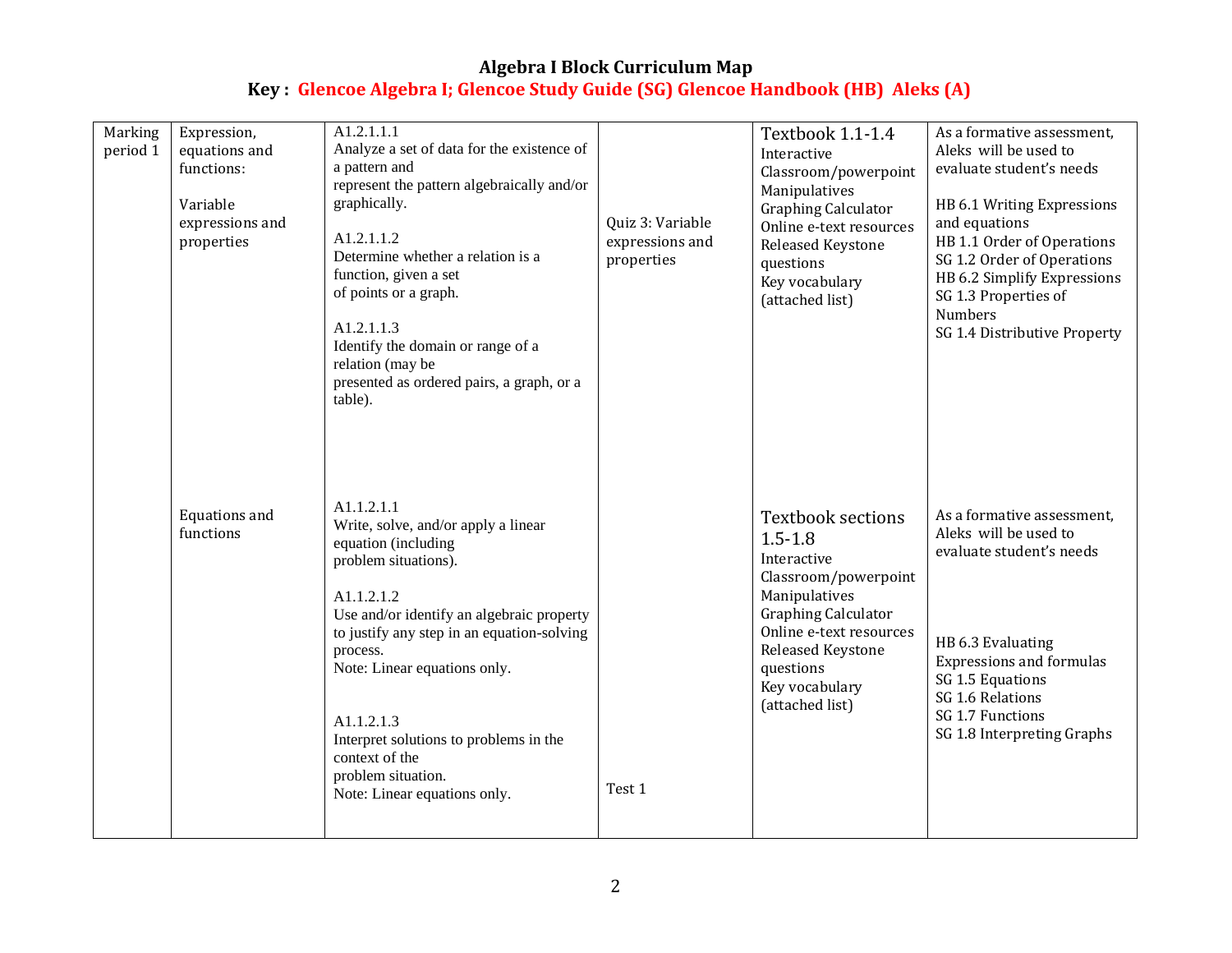# Algebra I Block Curriculum Map

## Key : Glencoe Algebra I; Glencoe Study Guide (SG) Glencoe Handbook (HB) Aleks (A)

| | | | | | |
|---|---|---|---|---|---|
| Marking period 1 | Expression, equations and functions:<br><br>Variable expressions and properties | A1.2.1.1.1<br>Analyze a set of data for the existence of a pattern and represent the pattern algebraically and/or graphically.<br><br>A1.2.1.1.2<br>Determine whether a relation is a function, given a set of points or a graph.<br><br>A1.2.1.1.3<br>Identify the domain or range of a relation (may be presented as ordered pairs, a graph, or a table). | Quiz 3: Variable expressions and properties | Textbook 1.1-1.4<br>Interactive Classroom/powerpoint<br>Manipulatives<br>Graphing Calculator<br>Online e-text resources<br>Released Keystone questions<br>Key vocabulary (attached list) | As a formative assessment, Aleks will be used to evaluate student's needs<br><br>HB 6.1 Writing Expressions and equations<br>HB 1.1 Order of Operations<br>SG 1.2 Order of Operations<br>HB 6.2 Simplify Expressions<br>SG 1.3 Properties of Numbers<br>SG 1.4 Distributive Property |
| | Equations and functions | A1.1.2.1.1<br>Write, solve, and/or apply a linear equation (including problem situations).<br><br>A1.1.2.1.2<br>Use and/or identify an algebraic property to justify any step in an equation-solving process.<br>Note: Linear equations only.<br><br>A1.1.2.1.3<br>Interpret solutions to problems in the context of the problem situation.<br>Note: Linear equations only. | Test 1 | Textbook sections 1.5-1.8<br>Interactive Classroom/powerpoint<br>Manipulatives<br>Graphing Calculator<br>Online e-text resources<br>Released Keystone questions<br>Key vocabulary (attached list) | As a formative assessment, Aleks will be used to evaluate student's needs<br><br>HB 6.3 Evaluating Expressions and formulas<br>SG 1.5 Equations<br>SG 1.6 Relations<br>SG 1.7 Functions<br>SG 1.8 Interpreting Graphs |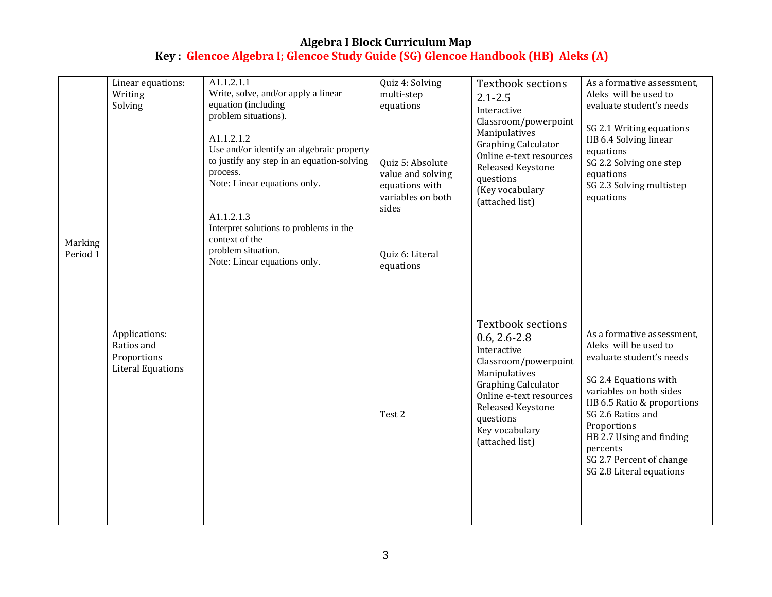# Algebra I Block Curriculum Map

**Key : Glencoe Algebra I; Glencoe Study Guide (SG) Glencoe Handbook (HB) Aleks (A)**

| | | | | | |
|---|---|---|---|---|---|
| Marking Period 1 | Linear equations:<br>Writing<br>Solving | A1.1.2.1.1<br>Write, solve, and/or apply a linear equation (including problem situations).<br><br>A1.1.2.1.2<br>Use and/or identify an algebraic property to justify any step in an equation-solving process.<br>Note: Linear equations only.<br><br>A1.1.2.1.3<br>Interpret solutions to problems in the context of the problem situation.<br>Note: Linear equations only. | Quiz 4: Solving multi-step equations<br><br>Quiz 5: Absolute value and solving equations with variables on both sides<br><br>Quiz 6: Literal equations | Textbook sections 2.1-2.5<br>Interactive Classroom/powerpoint<br>Manipulatives<br>Graphing Calculator<br>Online e-text resources<br>Released Keystone questions<br>(Key vocabulary (attached list) | As a formative assessment, Aleks will be used to evaluate student's needs<br><br>SG 2.1 Writing equations<br>HB 6.4 Solving linear equations<br>SG 2.2 Solving one step equations<br>SG 2.3 Solving multistep equations |
| | Applications:<br>Ratios and Proportions<br>Literal Equations | | Test 2 | Textbook sections 0.6, 2.6-2.8<br>Interactive Classroom/powerpoint<br>Manipulatives<br>Graphing Calculator<br>Online e-text resources<br>Released Keystone questions<br>Key vocabulary (attached list) | As a formative assessment, Aleks will be used to evaluate student's needs<br><br>SG 2.4 Equations with variables on both sides<br>HB 6.5 Ratio & proportions<br>SG 2.6 Ratios and Proportions<br>HB 2.7 Using and finding percents<br>SG 2.7 Percent of change<br>SG 2.8 Literal equations |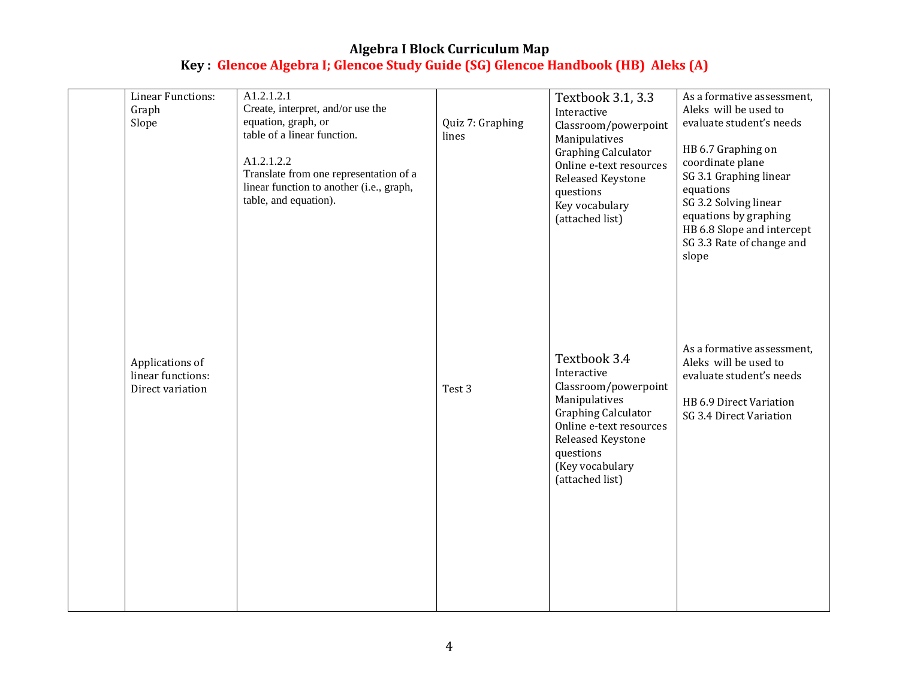## Algebra I Block Curriculum Map

### Key : Glencoe Algebra I; Glencoe Study Guide (SG) Glencoe Handbook (HB) Aleks (A)

| | | | | | |
|---|---|---|---|---|---|
| | Linear Functions:<br>Graph<br>Slope | A1.2.1.2.1<br>Create, interpret, and/or use the equation, graph, or table of a linear function.<br><br>A1.2.1.2.2<br>Translate from one representation of a linear function to another (i.e., graph, table, and equation). | Quiz 7: Graphing lines | Textbook 3.1, 3.3<br>Interactive Classroom/powerpoint<br>Manipulatives<br>Graphing Calculator<br>Online e-text resources<br>Released Keystone questions<br>Key vocabulary (attached list) | As a formative assessment, Aleks will be used to evaluate student's needs<br><br>HB 6.7 Graphing on coordinate plane<br>SG 3.1 Graphing linear equations<br>SG 3.2 Solving linear equations by graphing<br>HB 6.8 Slope and intercept<br>SG 3.3 Rate of change and slope |
| | Applications of linear functions:<br>Direct variation | | Test 3 | Textbook 3.4<br>Interactive Classroom/powerpoint<br>Manipulatives<br>Graphing Calculator<br>Online e-text resources<br>Released Keystone questions<br>(Key vocabulary (attached list) | As a formative assessment, Aleks will be used to evaluate student's needs<br><br>HB 6.9 Direct Variation<br>SG 3.4 Direct Variation |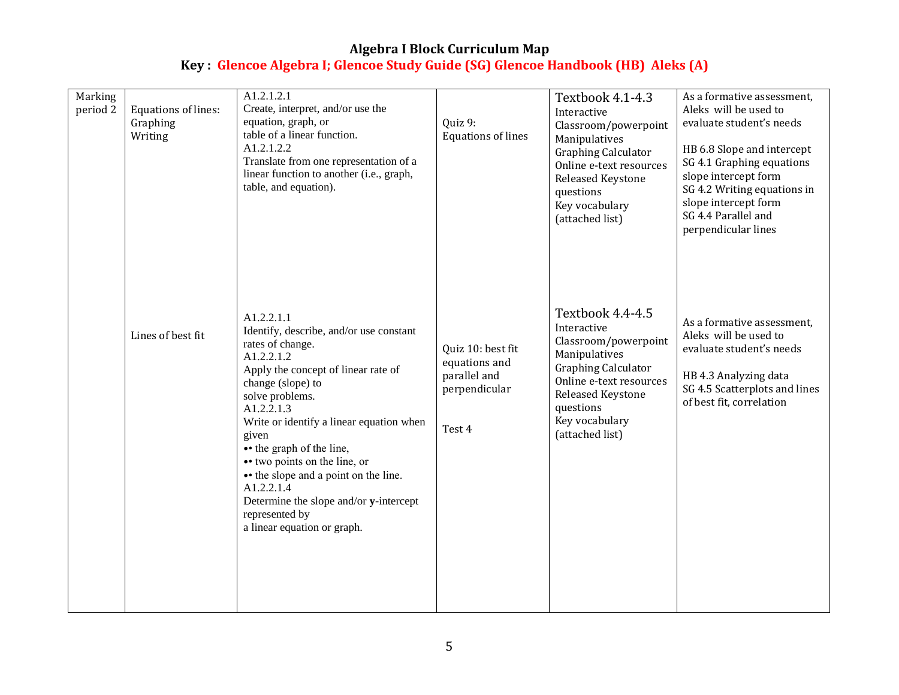# Algebra I Block Curriculum Map

## Key : Glencoe Algebra I; Glencoe Study Guide (SG) Glencoe Handbook (HB) Aleks (A)

| | | | | | |
|---|---|---|---|---|---|
| Marking period 2 | Equations of lines: Graphing Writing | A1.2.1.2.1 Create, interpret, and/or use the equation, graph, or table of a linear function. A1.2.1.2.2 Translate from one representation of a linear function to another (i.e., graph, table, and equation). | Quiz 9: Equations of lines | Textbook 4.1-4.3 Interactive Classroom/powerpoint Manipulatives Graphing Calculator Online e-text resources Released Keystone questions Key vocabulary (attached list) | As a formative assessment, Aleks will be used to evaluate student's needs<br><br>HB 6.8 Slope and intercept SG 4.1 Graphing equations slope intercept form SG 4.2 Writing equations in slope intercept form SG 4.4 Parallel and perpendicular lines |
| | Lines of best fit | A1.2.2.1.1 Identify, describe, and/or use constant rates of change. A1.2.2.1.2 Apply the concept of linear rate of change (slope) to solve problems. A1.2.2.1.3 Write or identify a linear equation when given<br>•• the graph of the line,<br>•• two points on the line, or<br>•• the slope and a point on the line.<br>A1.2.2.1.4 Determine the slope and/or **y**-intercept represented by a linear equation or graph. | Quiz 10: best fit equations and parallel and perpendicular<br><br>Test 4 | Textbook 4.4-4.5 Interactive Classroom/powerpoint Manipulatives Graphing Calculator Online e-text resources Released Keystone questions Key vocabulary (attached list) | As a formative assessment, Aleks will be used to evaluate student's needs<br><br>HB 4.3 Analyzing data SG 4.5 Scatterplots and lines of best fit, correlation |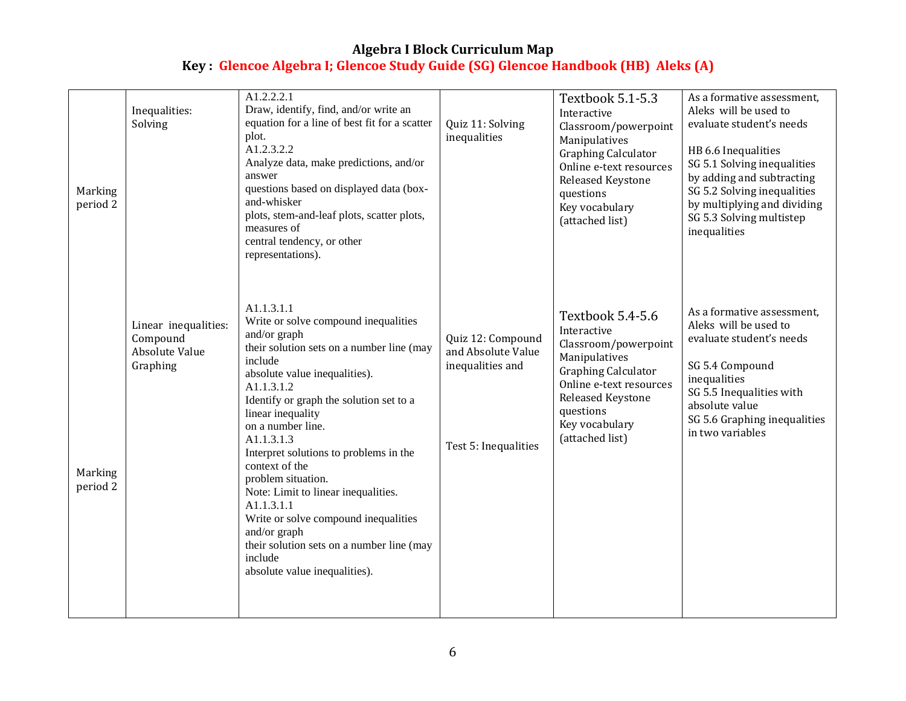# Algebra I Block Curriculum Map

## Key : Glencoe Algebra I; Glencoe Study Guide (SG) Glencoe Handbook (HB) Aleks (A)

| | | | | | |
|---|---|---|---|---|---|
| Marking period 2 | Inequalities: Solving | A1.2.2.2.1 Draw, identify, find, and/or write an equation for a line of best fit for a scatter plot. A1.2.3.2.2 Analyze data, make predictions, and/or answer questions based on displayed data (box-and-whisker plots, stem-and-leaf plots, scatter plots, measures of central tendency, or other representations). | Quiz 11: Solving inequalities | Textbook 5.1-5.3 Interactive Classroom/powerpoint Manipulatives Graphing Calculator Online e-text resources Released Keystone questions Key vocabulary (attached list) | As a formative assessment, Aleks will be used to evaluate student's needs<br><br>HB 6.6 Inequalities<br>SG 5.1 Solving inequalities by adding and subtracting<br>SG 5.2 Solving inequalities by multiplying and dividing<br>SG 5.3 Solving multistep inequalities |
| Marking period 2 | Linear inequalities: Compound Absolute Value Graphing | A1.1.3.1.1 Write or solve compound inequalities and/or graph their solution sets on a number line (may include absolute value inequalities). A1.1.3.1.2 Identify or graph the solution set to a linear inequality on a number line. A1.1.3.1.3 Interpret solutions to problems in the context of the problem situation. Note: Limit to linear inequalities. A1.1.3.1.1 Write or solve compound inequalities and/or graph their solution sets on a number line (may include absolute value inequalities). | Quiz 12: Compound and Absolute Value inequalities and<br><br>Test 5: Inequalities | Textbook 5.4-5.6 Interactive Classroom/powerpoint Manipulatives Graphing Calculator Online e-text resources Released Keystone questions Key vocabulary (attached list) | As a formative assessment, Aleks will be used to evaluate student's needs<br><br>SG 5.4 Compound inequalities<br>SG 5.5 Inequalities with absolute value<br>SG 5.6 Graphing inequalities in two variables |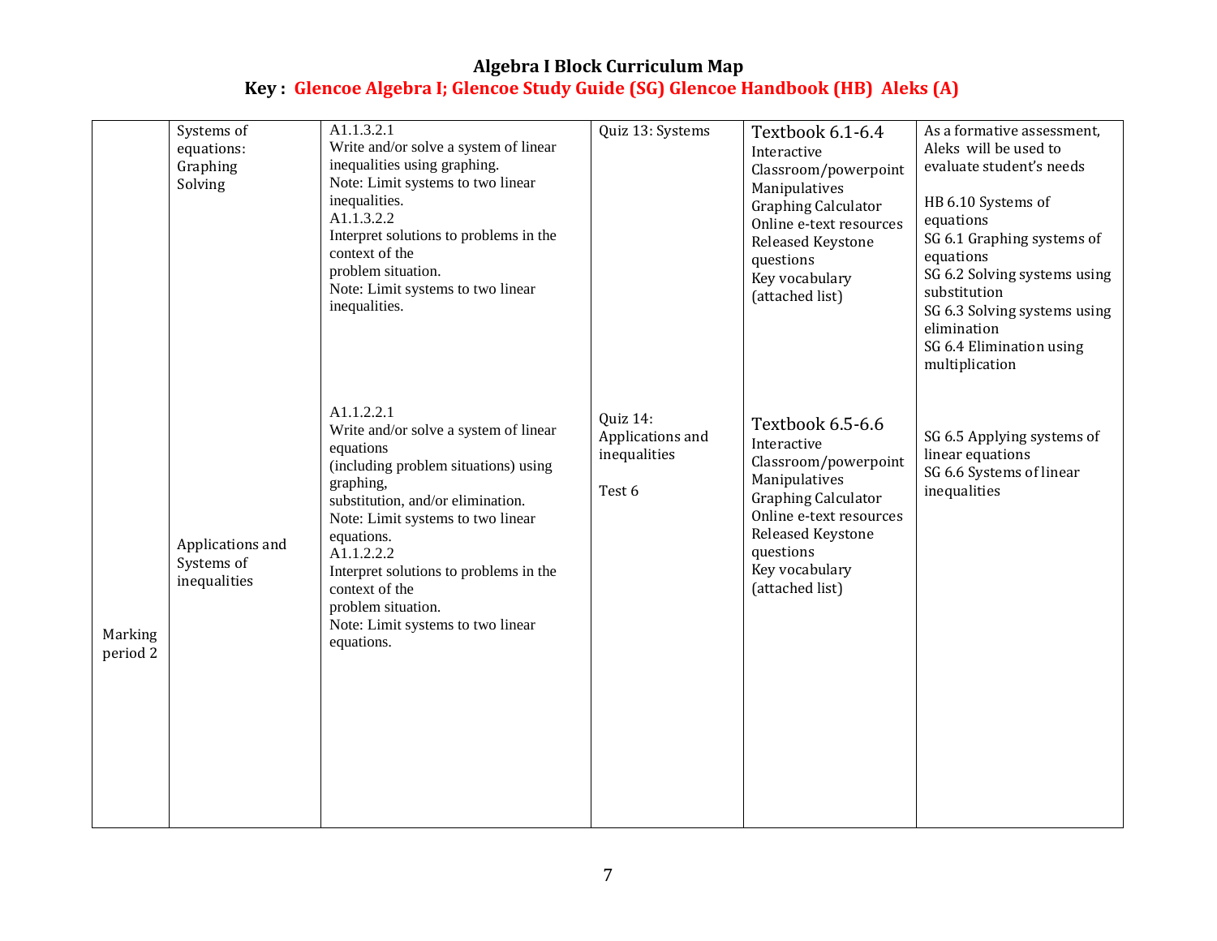# Algebra I Block Curriculum Map

**Key : Glencoe Algebra I; Glencoe Study Guide (SG) Glencoe Handbook (HB) Aleks (A)**

| | | | | | |
|---|---|---|---|---|---|
| Marking period 2 | Systems of equations:<br>Graphing<br>Solving | A1.1.3.2.1<br>Write and/or solve a system of linear inequalities using graphing.<br>Note: Limit systems to two linear inequalities.<br>A1.1.3.2.2<br>Interpret solutions to problems in the context of the problem situation.<br>Note: Limit systems to two linear inequalities. | Quiz 13: Systems | Textbook 6.1-6.4<br>Interactive Classroom/powerpoint<br>Manipulatives<br>Graphing Calculator<br>Online e-text resources<br>Released Keystone questions<br>Key vocabulary (attached list) | As a formative assessment, Aleks will be used to evaluate student's needs<br><br>HB 6.10 Systems of equations<br>SG 6.1 Graphing systems of equations<br>SG 6.2 Solving systems using substitution<br>SG 6.3 Solving systems using elimination<br>SG 6.4 Elimination using multiplication |
| | Applications and Systems of inequalities | A1.1.2.2.1<br>Write and/or solve a system of linear equations<br>(including problem situations) using graphing,<br>substitution, and/or elimination.<br>Note: Limit systems to two linear equations.<br>A1.1.2.2.2<br>Interpret solutions to problems in the context of the problem situation.<br>Note: Limit systems to two linear equations. | Quiz 14: Applications and inequalities<br><br>Test 6 | Textbook 6.5-6.6<br>Interactive Classroom/powerpoint<br>Manipulatives<br>Graphing Calculator<br>Online e-text resources<br>Released Keystone questions<br>Key vocabulary (attached list) | SG 6.5 Applying systems of linear equations<br>SG 6.6 Systems of linear inequalities |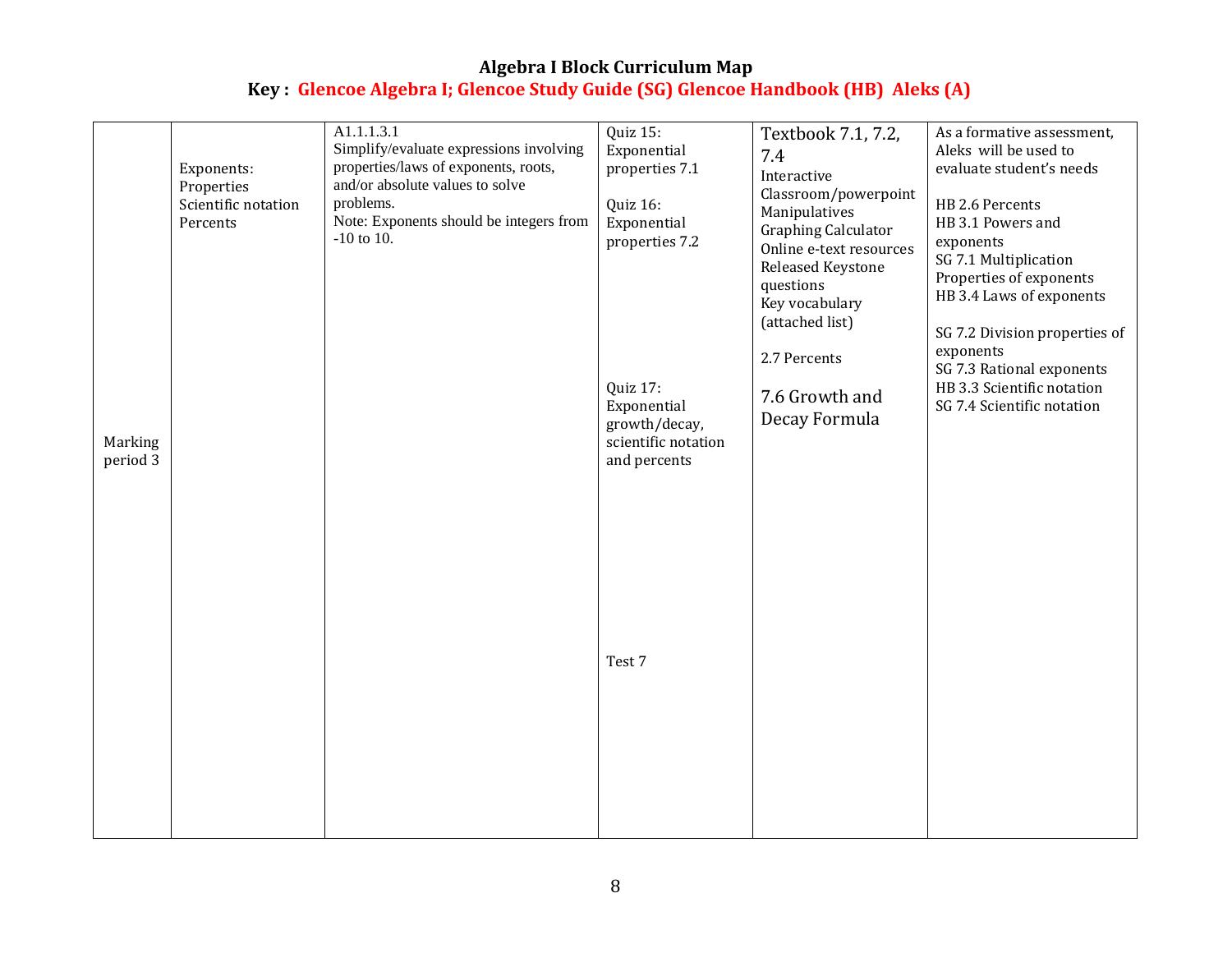# Algebra I Block Curriculum Map

## Key : Glencoe Algebra I; Glencoe Study Guide (SG) Glencoe Handbook (HB) Aleks (A)

| | | | | | |
|---|---|---|---|---|---|
| Marking period 3 | Exponents:<br>Properties<br>Scientific notation<br>Percents | A1.1.1.3.1<br>Simplify/evaluate expressions involving properties/laws of exponents, roots, and/or absolute values to solve problems.<br>Note: Exponents should be integers from -10 to 10. | Quiz 15: Exponential properties 7.1<br><br>Quiz 16: Exponential properties 7.2<br><br>Quiz 17: Exponential growth/decay, scientific notation and percents<br><br>Test 7 | Textbook 7.1, 7.2, 7.4<br>Interactive Classroom/powerpoint<br>Manipulatives<br>Graphing Calculator<br>Online e-text resources<br>Released Keystone questions<br>Key vocabulary (attached list)<br><br>2.7 Percents<br><br>7.6 Growth and Decay Formula | As a formative assessment, Aleks will be used to evaluate student's needs<br><br>HB 2.6 Percents<br>HB 3.1 Powers and exponents<br>SG 7.1 Multiplication Properties of exponents<br>HB 3.4 Laws of exponents<br><br>SG 7.2 Division properties of exponents<br>SG 7.3 Rational exponents<br>HB 3.3 Scientific notation<br>SG 7.4 Scientific notation |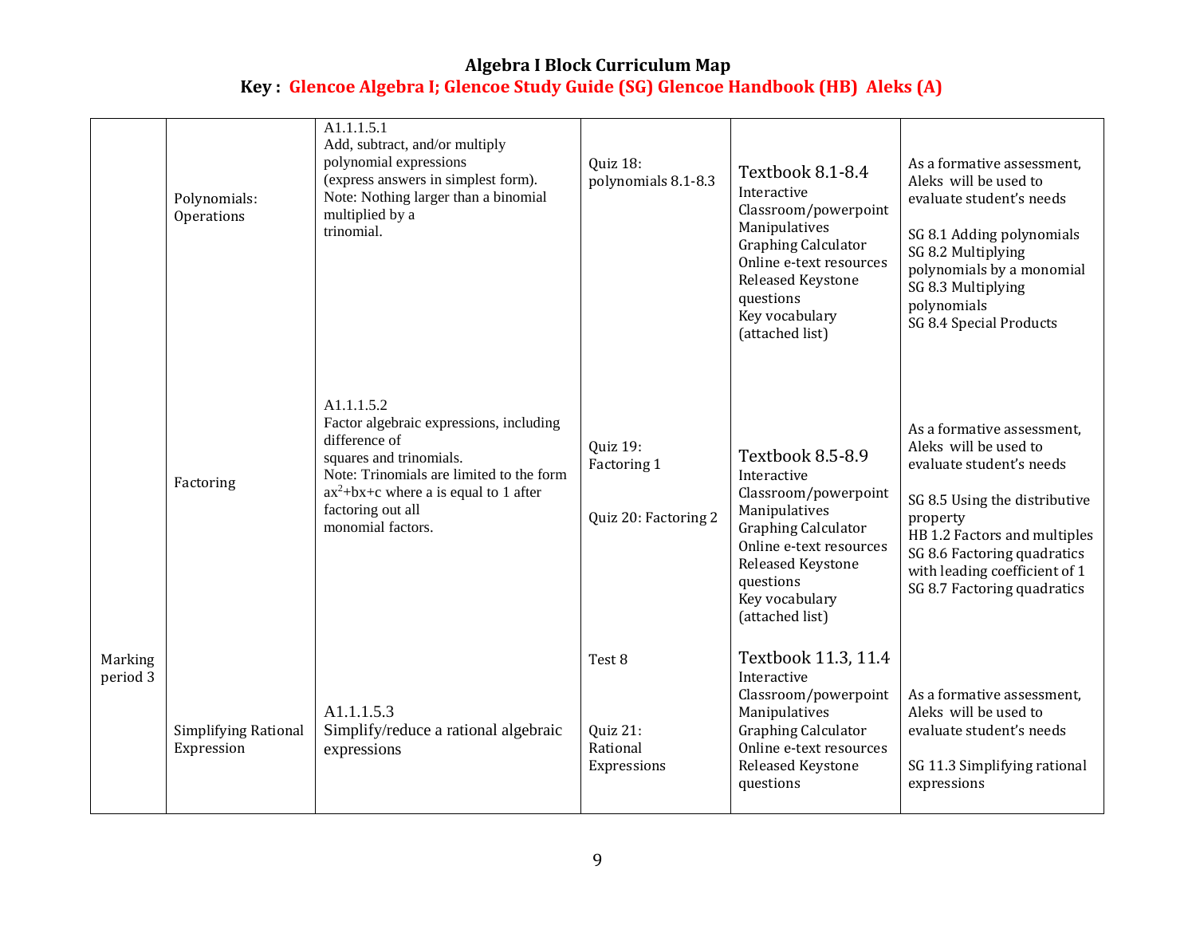# Algebra I Block Curriculum Map

## Key : Glencoe Algebra I; Glencoe Study Guide (SG) Glencoe Handbook (HB) Aleks (A)

| | | | | | |
|---|---|---|---|---|---|
| Marking period 3 | Polynomials: Operations | A1.1.1.5.1<br>Add, subtract, and/or multiply polynomial expressions (express answers in simplest form). Note: Nothing larger than a binomial multiplied by a trinomial. | Quiz 18: polynomials 8.1-8.3 | Textbook 8.1-8.4<br>Interactive Classroom/powerpoint<br>Manipulatives<br>Graphing Calculator<br>Online e-text resources<br>Released Keystone questions<br>Key vocabulary (attached list) | As a formative assessment, Aleks will be used to evaluate student's needs<br><br>SG 8.1 Adding polynomials<br>SG 8.2 Multiplying polynomials by a monomial<br>SG 8.3 Multiplying polynomials<br>SG 8.4 Special Products |
| | Factoring | A1.1.1.5.2<br>Factor algebraic expressions, including difference of squares and trinomials. Note: Trinomials are limited to the form $ax^2+bx+c$ where a is equal to 1 after factoring out all monomial factors. | Quiz 19: Factoring 1<br><br>Quiz 20: Factoring 2 | Textbook 8.5-8.9<br>Interactive Classroom/powerpoint<br>Manipulatives<br>Graphing Calculator<br>Online e-text resources<br>Released Keystone questions<br>Key vocabulary (attached list) | As a formative assessment, Aleks will be used to evaluate student's needs<br><br>SG 8.5 Using the distributive property<br>HB 1.2 Factors and multiples<br>SG 8.6 Factoring quadratics with leading coefficient of 1<br>SG 8.7 Factoring quadratics |
| | Simplifying Rational Expression | A1.1.1.5.3<br>Simplify/reduce a rational algebraic expressions | Test 8<br><br>Quiz 21: Rational Expressions | Textbook 11.3, 11.4<br>Interactive Classroom/powerpoint<br>Manipulatives<br>Graphing Calculator<br>Online e-text resources<br>Released Keystone questions | As a formative assessment, Aleks will be used to evaluate student's needs<br><br>SG 11.3 Simplifying rational expressions |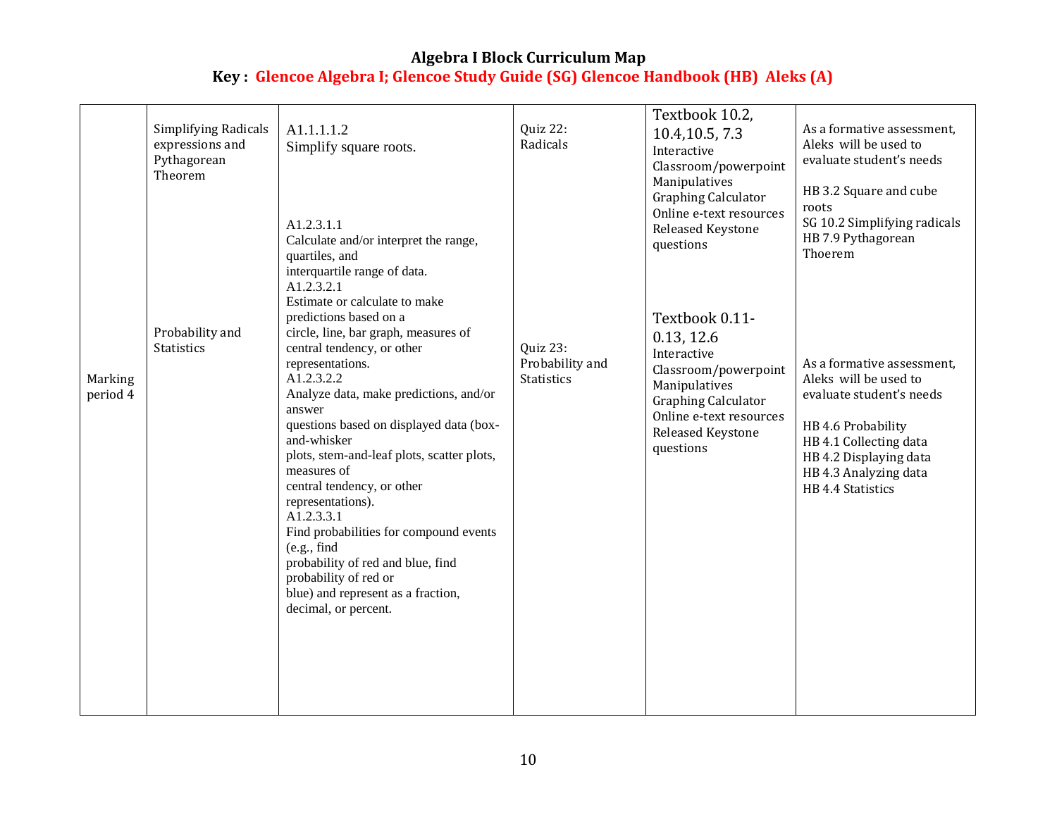# Algebra I Block Curriculum Map

## Key : Glencoe Algebra I; Glencoe Study Guide (SG) Glencoe Handbook (HB) Aleks (A)

| | | | | | |
|---|---|---|---|---|---|
| Marking period 4 | Simplifying Radicals expressions and Pythagorean Theorem | A1.1.1.1.2<br>Simplify square roots. | Quiz 22:<br>Radicals | Textbook 10.2, 10.4,10.5, 7.3<br>Interactive Classroom/powerpoint<br>Manipulatives<br>Graphing Calculator<br>Online e-text resources<br>Released Keystone questions | As a formative assessment, Aleks will be used to evaluate student's needs<br><br>HB 3.2 Square and cube roots<br>SG 10.2 Simplifying radicals<br>HB 7.9 Pythagorean Thoerem |
| | Probability and Statistics | A1.2.3.1.1<br>Calculate and/or interpret the range, quartiles, and interquartile range of data.<br>A1.2.3.2.1<br>Estimate or calculate to make predictions based on a circle, line, bar graph, measures of central tendency, or other representations.<br>A1.2.3.2.2<br>Analyze data, make predictions, and/or answer questions based on displayed data (box-and-whisker plots, stem-and-leaf plots, scatter plots, measures of central tendency, or other representations).<br>A1.2.3.3.1<br>Find probabilities for compound events (e.g., find probability of red and blue, find probability of red or blue) and represent as a fraction, decimal, or percent. | Quiz 23:<br>Probability and Statistics | Textbook 0.11-0.13, 12.6<br>Interactive Classroom/powerpoint<br>Manipulatives<br>Graphing Calculator<br>Online e-text resources<br>Released Keystone questions | As a formative assessment, Aleks will be used to evaluate student's needs<br><br>HB 4.6 Probability<br>HB 4.1 Collecting data<br>HB 4.2 Displaying data<br>HB 4.3 Analyzing data<br>HB 4.4 Statistics |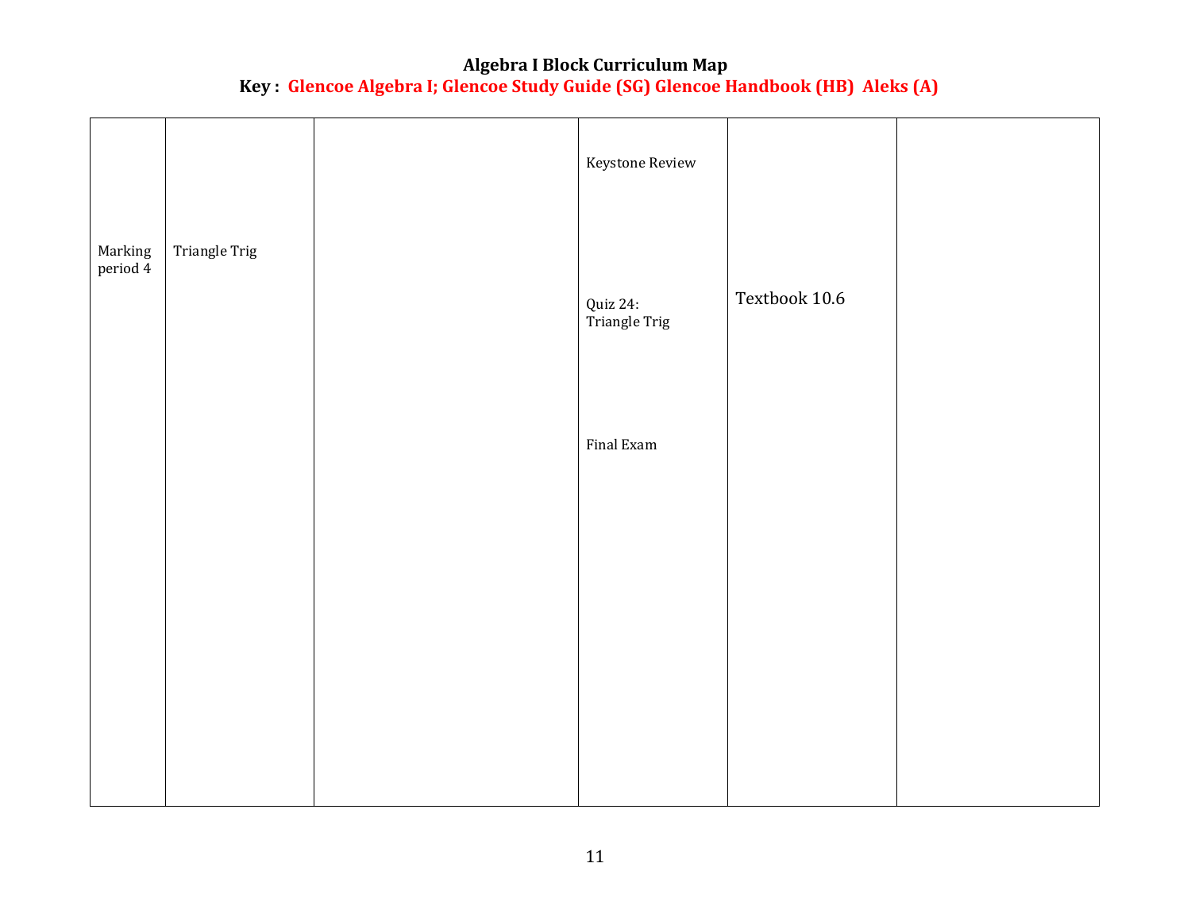**Algebra I Block Curriculum Map**

**Key : Glencoe Algebra I; Glencoe Study Guide (SG) Glencoe Handbook (HB) Aleks (A)**

| | | | | | |
|---|---|---|---|---|---|
| Marking period 4 | Triangle Trig | | Keystone Review<br><br>Quiz 24: Triangle Trig<br><br>Final Exam | Textbook 10.6 | |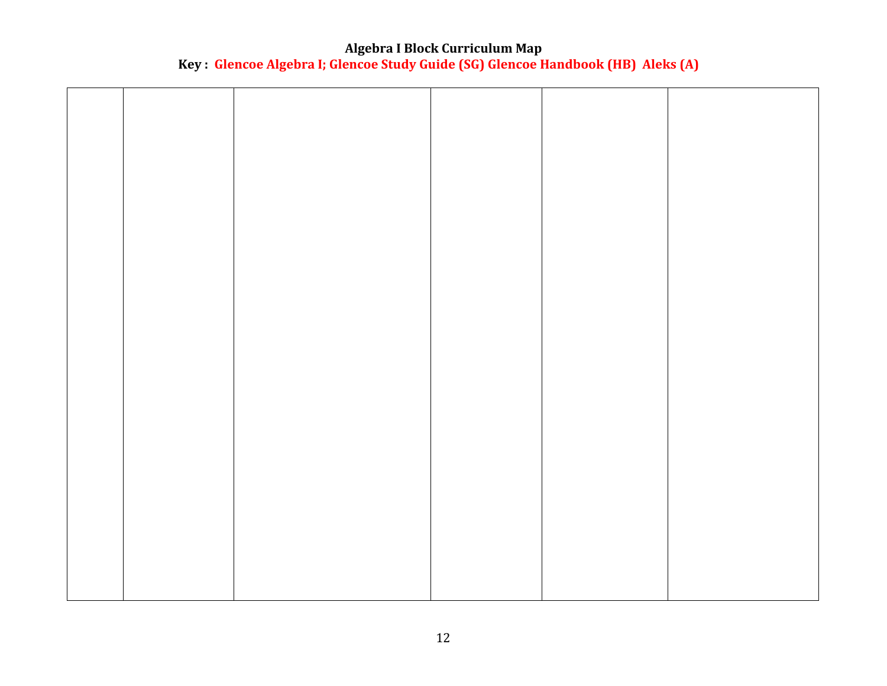**Algebra I Block Curriculum Map**

**Key : Glencoe Algebra I; Glencoe Study Guide (SG) Glencoe Handbook (HB) Aleks (A)**

| | | | | | |
|---|---|---|---|---|---|
| | | | | | |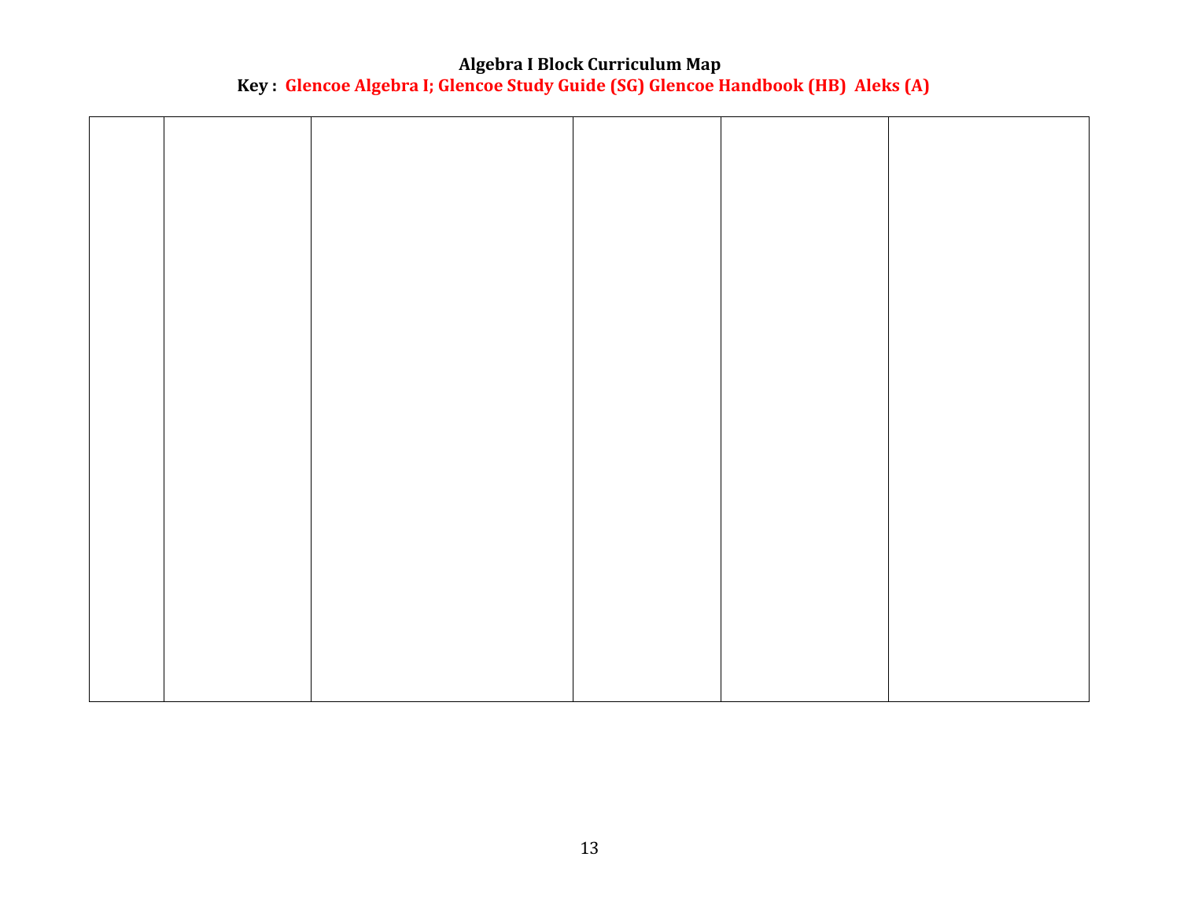**Algebra I Block Curriculum Map**

**Key : Glencoe Algebra I; Glencoe Study Guide (SG) Glencoe Handbook (HB) Aleks (A)**

| | | | | | |
|---|---|---|---|---|---|
| | | | | | |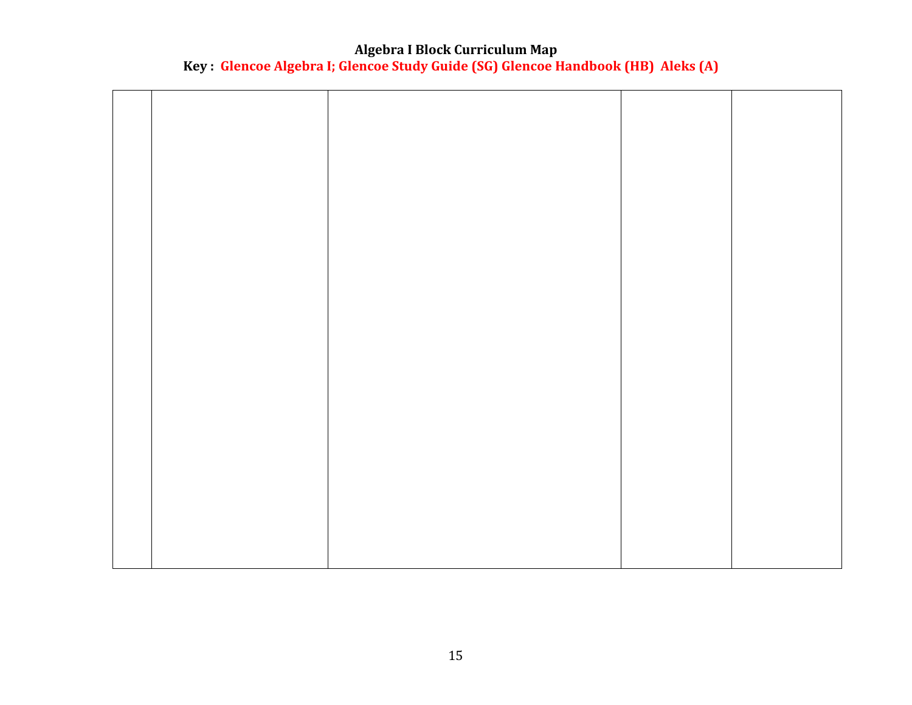**Algebra I Block Curriculum Map**

**Key : Glencoe Algebra I; Glencoe Study Guide (SG) Glencoe Handbook (HB) Aleks (A)**

| | | | | |
|---|---|---|---|---|
| | | | | |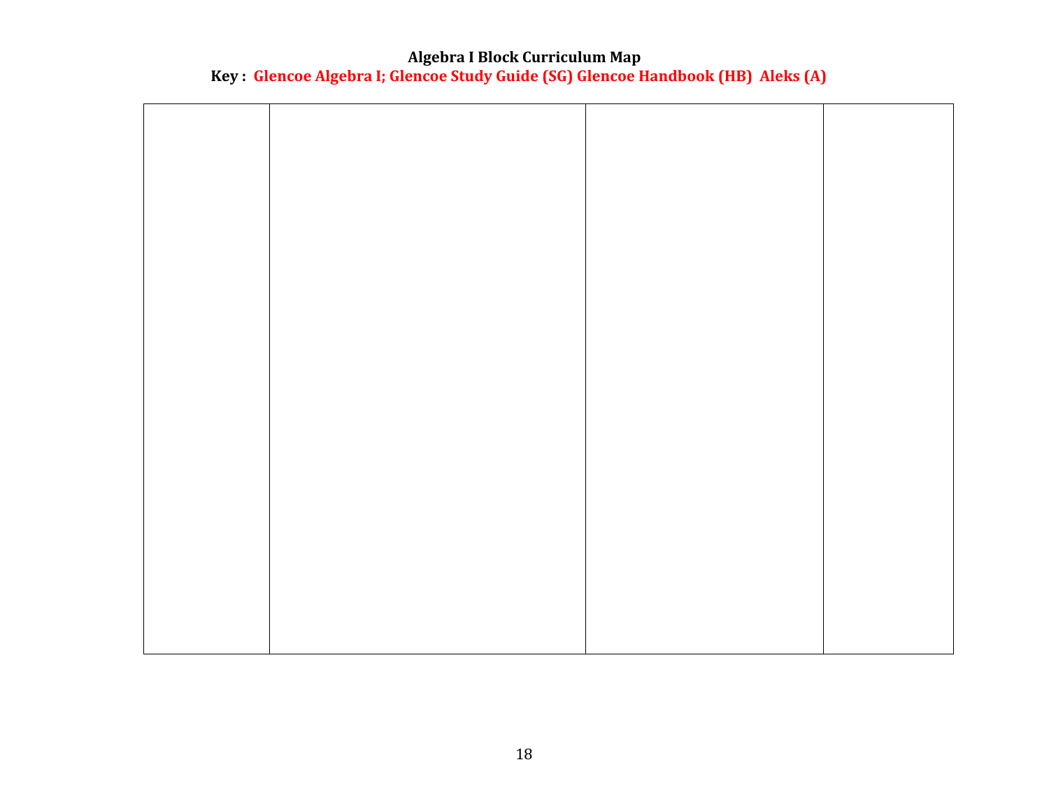**Algebra I Block Curriculum Map**

**Key : Glencoe Algebra I; Glencoe Study Guide (SG) Glencoe Handbook (HB) Aleks (A)**

| | | | |
|---|---|---|---|
| | | | |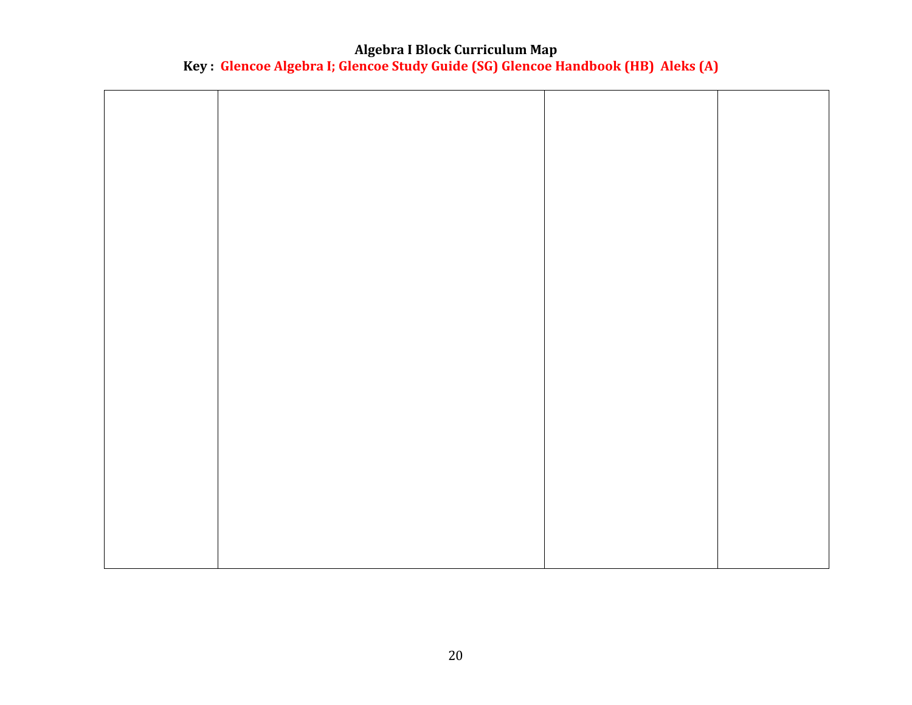**Algebra I Block Curriculum Map**

**Key : Glencoe Algebra I; Glencoe Study Guide (SG) Glencoe Handbook (HB) Aleks (A)**

| | | | |
|---|---|---|---|
| | | | |